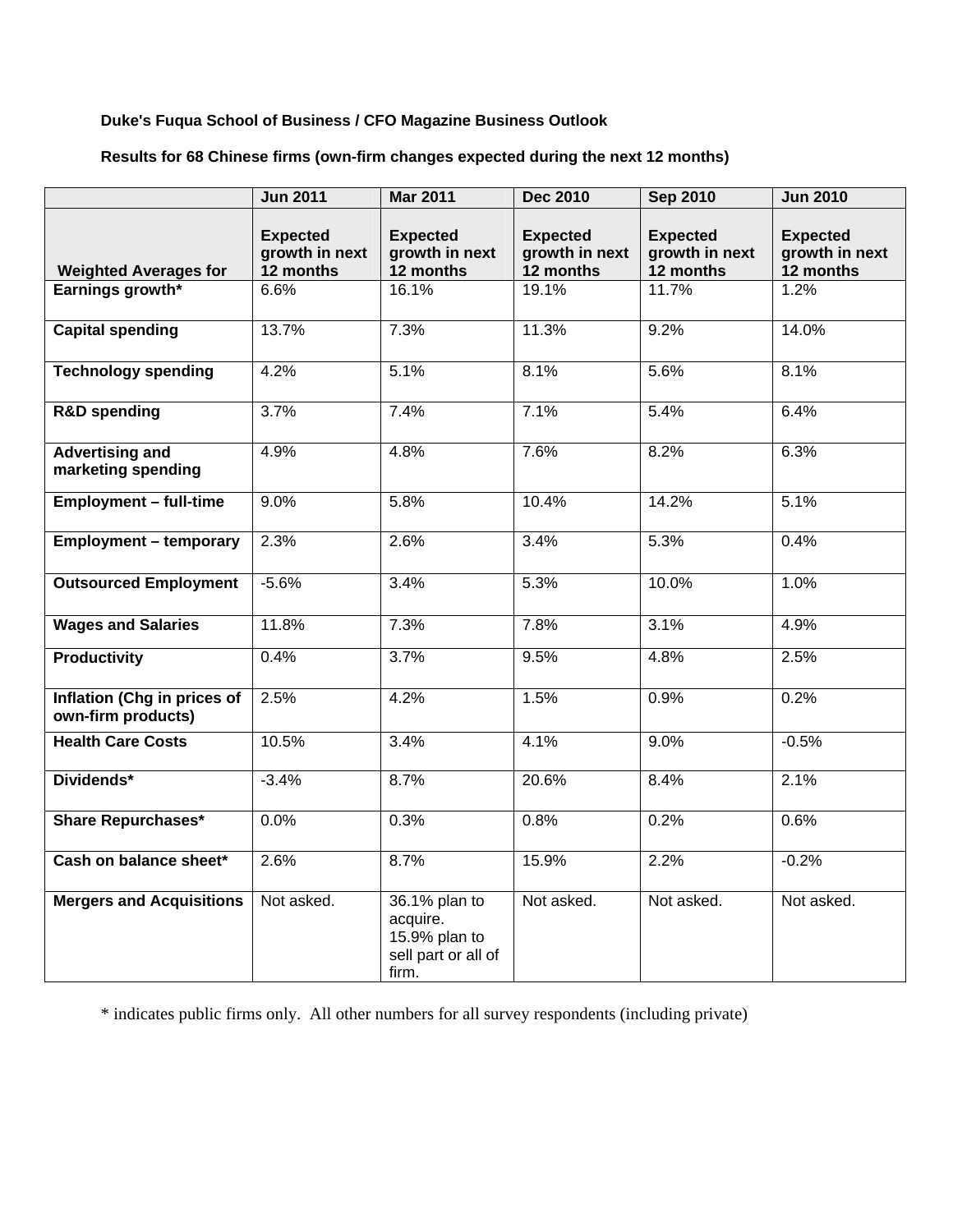**Duke's Fuqua School of Business / CFO Magazine Business Outlook**

**Results for 68 Chinese firms (own-firm changes expected during the next 12 months)**

| Weighted Averages for | Jun 2011<br>Expected growth in next 12 months | Mar 2011<br>Expected growth in next 12 months | Dec 2010<br>Expected growth in next 12 months | Sep 2010<br>Expected growth in next 12 months | Jun 2010<br>Expected growth in next 12 months |
|---|---|---|---|---|---|
| **Earnings growth*** | 6.6% | 16.1% | 19.1% | 11.7% | 1.2% |
| **Capital spending** | 13.7% | 7.3% | 11.3% | 9.2% | 14.0% |
| **Technology spending** | 4.2% | 5.1% | 8.1% | 5.6% | 8.1% |
| **R&D spending** | 3.7% | 7.4% | 7.1% | 5.4% | 6.4% |
| **Advertising and marketing spending** | 4.9% | 4.8% | 7.6% | 8.2% | 6.3% |
| **Employment – full-time** | 9.0% | 5.8% | 10.4% | 14.2% | 5.1% |
| **Employment – temporary** | 2.3% | 2.6% | 3.4% | 5.3% | 0.4% |
| **Outsourced Employment** | -5.6% | 3.4% | 5.3% | 10.0% | 1.0% |
| **Wages and Salaries** | 11.8% | 7.3% | 7.8% | 3.1% | 4.9% |
| **Productivity** | 0.4% | 3.7% | 9.5% | 4.8% | 2.5% |
| **Inflation (Chg in prices of own-firm products)** | 2.5% | 4.2% | 1.5% | 0.9% | 0.2% |
| **Health Care Costs** | 10.5% | 3.4% | 4.1% | 9.0% | -0.5% |
| **Dividends*** | -3.4% | 8.7% | 20.6% | 8.4% | 2.1% |
| **Share Repurchases*** | 0.0% | 0.3% | 0.8% | 0.2% | 0.6% |
| **Cash on balance sheet*** | 2.6% | 8.7% | 15.9% | 2.2% | -0.2% |
| **Mergers and Acquisitions** | Not asked. | 36.1% plan to acquire. 15.9% plan to sell part or all of firm. | Not asked. | Not asked. | Not asked. |

* indicates public firms only. All other numbers for all survey respondents (including private)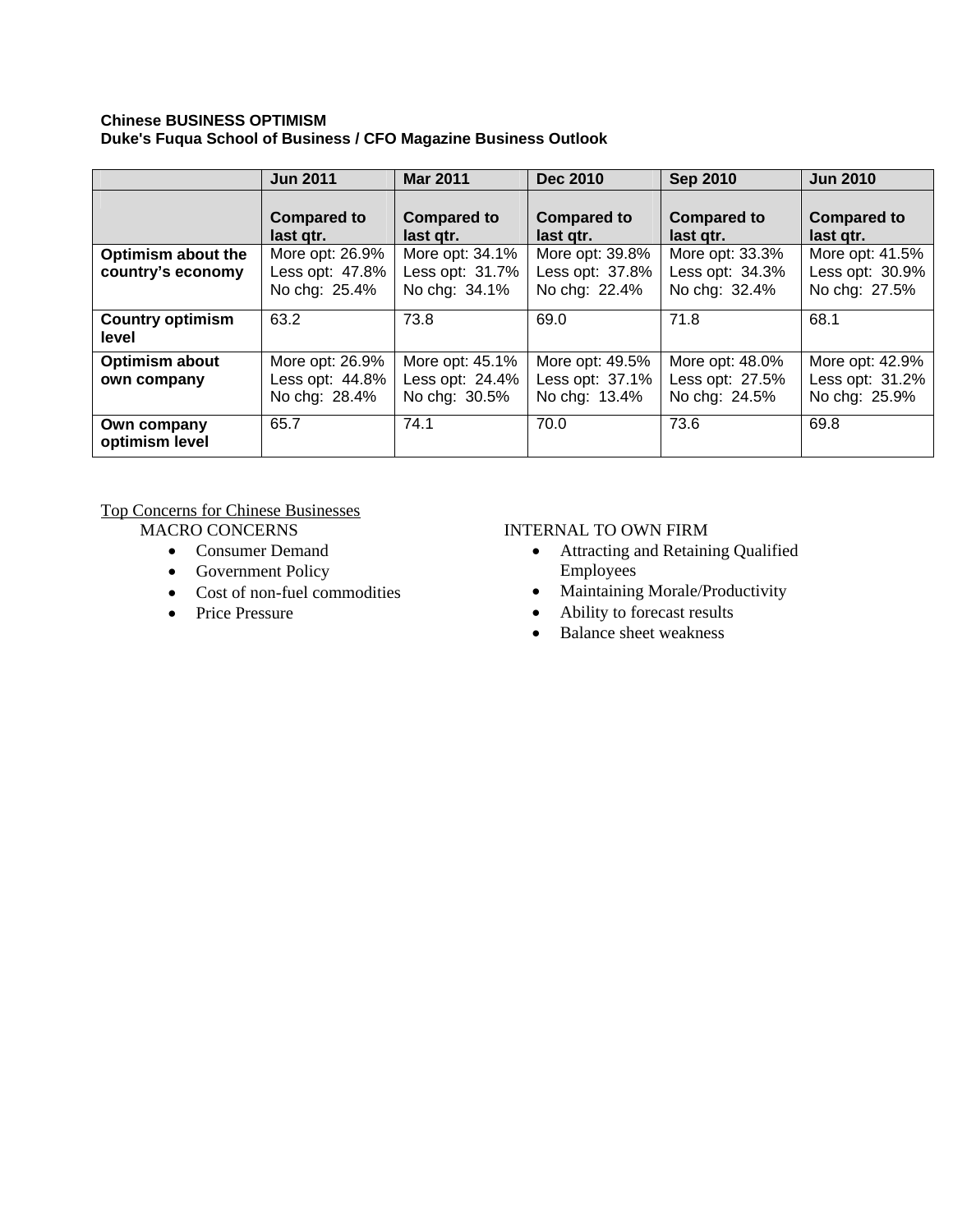**Chinese BUSINESS OPTIMISM**
**Duke's Fuqua School of Business / CFO Magazine Business Outlook**

| | Jun 2011 | Mar 2011 | Dec 2010 | Sep 2010 | Jun 2010 |
|---|---|---|---|---|---|
| | **Compared to last qtr.** | **Compared to last qtr.** | **Compared to last qtr.** | **Compared to last qtr.** | **Compared to last qtr.** |
| **Optimism about the country's economy** | More opt: 26.9%<br>Less opt: 47.8%<br>No chg: 25.4% | More opt: 34.1%<br>Less opt: 31.7%<br>No chg: 34.1% | More opt: 39.8%<br>Less opt: 37.8%<br>No chg: 22.4% | More opt: 33.3%<br>Less opt: 34.3%<br>No chg: 32.4% | More opt: 41.5%<br>Less opt: 30.9%<br>No chg: 27.5% |
| **Country optimism level** | 63.2 | 73.8 | 69.0 | 71.8 | 68.1 |
| **Optimism about own company** | More opt: 26.9%<br>Less opt: 44.8%<br>No chg: 28.4% | More opt: 45.1%<br>Less opt: 24.4%<br>No chg: 30.5% | More opt: 49.5%<br>Less opt: 37.1%<br>No chg: 13.4% | More opt: 48.0%<br>Less opt: 27.5%<br>No chg: 24.5% | More opt: 42.9%<br>Less opt: 31.2%<br>No chg: 25.9% |
| **Own company optimism level** | 65.7 | 74.1 | 70.0 | 73.6 | 69.8 |

Top Concerns for Chinese Businesses

MACRO CONCERNS

- Consumer Demand
- Government Policy
- Cost of non-fuel commodities
- Price Pressure

INTERNAL TO OWN FIRM

- Attracting and Retaining Qualified Employees
- Maintaining Morale/Productivity
- Ability to forecast results
- Balance sheet weakness